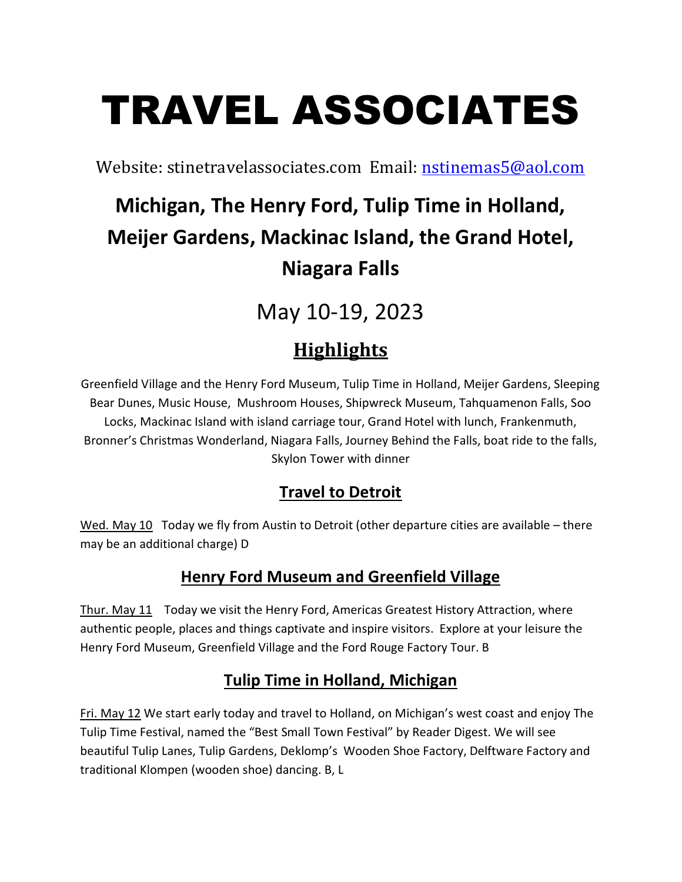# TRAVEL ASSOCIATES

Website: stinetravelassociates.com Email: nstinemas5@aol.com

## Michigan, The Henry Ford, Tulip Time in Holland, Meijer Gardens, Mackinac Island, the Grand Hotel, Niagara Falls

May 10-19, 2023

## Highlights

Greenfield Village and the Henry Ford Museum, Tulip Time in Holland, Meijer Gardens, Sleeping Bear Dunes, Music House, Mushroom Houses, Shipwreck Museum, Tahquamenon Falls, Soo Locks, Mackinac Island with island carriage tour, Grand Hotel with lunch, Frankenmuth, Bronner's Christmas Wonderland, Niagara Falls, Journey Behind the Falls, boat ride to the falls, Skylon Tower with dinner

### Travel to Detroit

Wed. May 10 Today we fly from Austin to Detroit (other departure cities are available – there may be an additional charge) D

### Henry Ford Museum and Greenfield Village

Thur. May 11 Today we visit the Henry Ford, Americas Greatest History Attraction, where authentic people, places and things captivate and inspire visitors. Explore at your leisure the Henry Ford Museum, Greenfield Village and the Ford Rouge Factory Tour. B

### Tulip Time in Holland, Michigan

Fri. May 12 We start early today and travel to Holland, on Michigan's west coast and enjoy The Tulip Time Festival, named the "Best Small Town Festival" by Reader Digest. We will see beautiful Tulip Lanes, Tulip Gardens, Deklomp's Wooden Shoe Factory, Delftware Factory and traditional Klompen (wooden shoe) dancing. B, L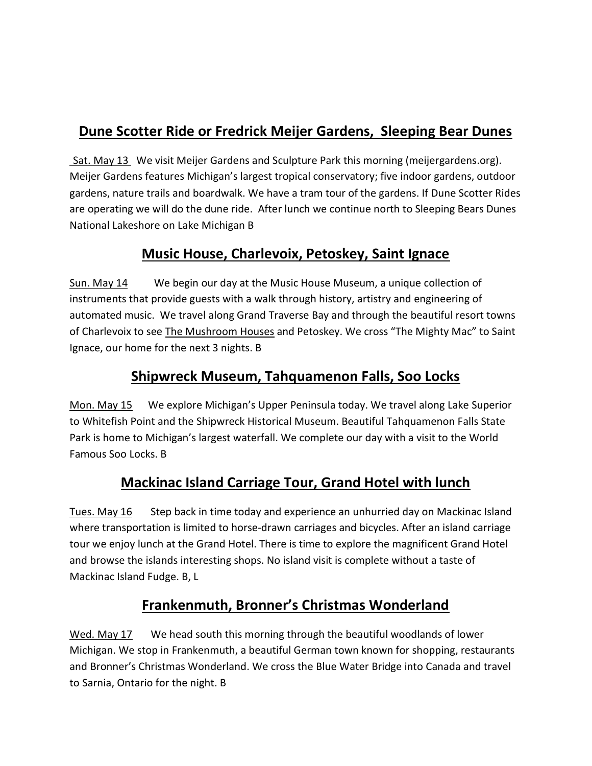## Dune Scotter Ride or Fredrick Meijer Gardens,  Sleeping Bear Dunes

Sat. May 13  We visit Meijer Gardens and Sculpture Park this morning (meijergardens.org). Meijer Gardens features Michigan's largest tropical conservatory; five indoor gardens, outdoor gardens, nature trails and boardwalk. We have a tram tour of the gardens. If Dune Scotter Rides are operating we will do the dune ride.  After lunch we continue north to Sleeping Bears Dunes National Lakeshore on Lake Michigan B

## Music House, Charlevoix, Petoskey, Saint Ignace

Sun. May 14   We begin our day at the Music House Museum, a unique collection of instruments that provide guests with a walk through history, artistry and engineering of automated music.  We travel along Grand Traverse Bay and through the beautiful resort towns of Charlevoix to see The Mushroom Houses and Petoskey. We cross "The Mighty Mac" to Saint Ignace, our home for the next 3 nights. B

## Shipwreck Museum, Tahquamenon Falls, Soo Locks

Mon. May 15   We explore Michigan's Upper Peninsula today. We travel along Lake Superior to Whitefish Point and the Shipwreck Historical Museum. Beautiful Tahquamenon Falls State Park is home to Michigan's largest waterfall. We complete our day with a visit to the World Famous Soo Locks. B

## Mackinac Island Carriage Tour, Grand Hotel with lunch

Tues. May 16   Step back in time today and experience an unhurried day on Mackinac Island where transportation is limited to horse-drawn carriages and bicycles. After an island carriage tour we enjoy lunch at the Grand Hotel. There is time to explore the magnificent Grand Hotel and browse the islands interesting shops. No island visit is complete without a taste of Mackinac Island Fudge. B, L

## Frankenmuth, Bronner's Christmas Wonderland

Wed. May 17   We head south this morning through the beautiful woodlands of lower Michigan. We stop in Frankenmuth, a beautiful German town known for shopping, restaurants and Bronner's Christmas Wonderland. We cross the Blue Water Bridge into Canada and travel to Sarnia, Ontario for the night. B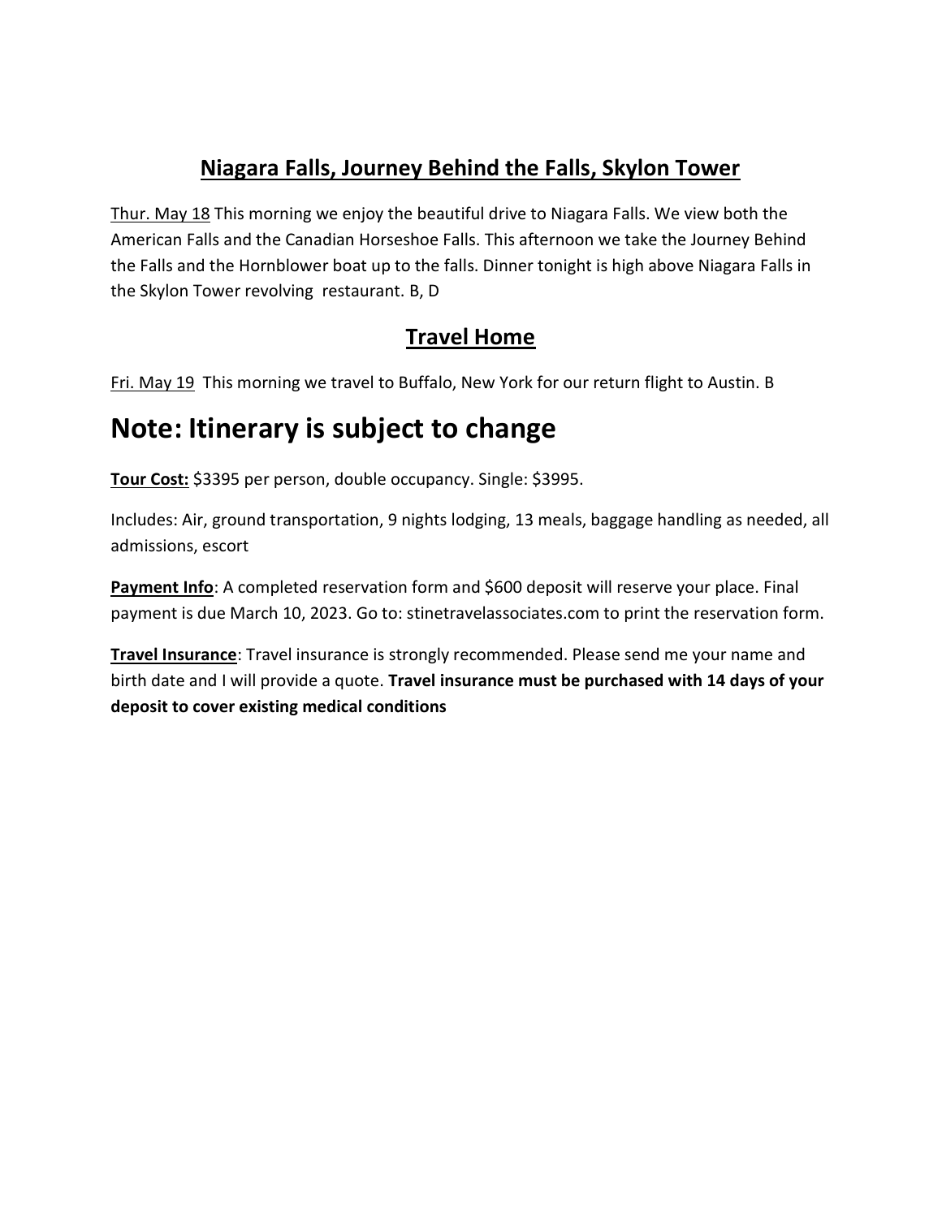## Niagara Falls, Journey Behind the Falls, Skylon Tower

Thur. May 18 This morning we enjoy the beautiful drive to Niagara Falls. We view both the American Falls and the Canadian Horseshoe Falls. This afternoon we take the Journey Behind the Falls and the Hornblower boat up to the falls. Dinner tonight is high above Niagara Falls in the Skylon Tower revolving restaurant. B, D

## Travel Home

Fri. May 19 This morning we travel to Buffalo, New York for our return flight to Austin. B

# Note: Itinerary is subject to change

**Tour Cost:** $3395 per person, double occupancy. Single: $3995.

Includes: Air, ground transportation, 9 nights lodging, 13 meals, baggage handling as needed, all admissions, escort

**Payment Info**: A completed reservation form and $600 deposit will reserve your place. Final payment is due March 10, 2023. Go to: stinetravelassociates.com to print the reservation form.

**Travel Insurance**: Travel insurance is strongly recommended. Please send me your name and birth date and I will provide a quote. **Travel insurance must be purchased with 14 days of your deposit to cover existing medical conditions**